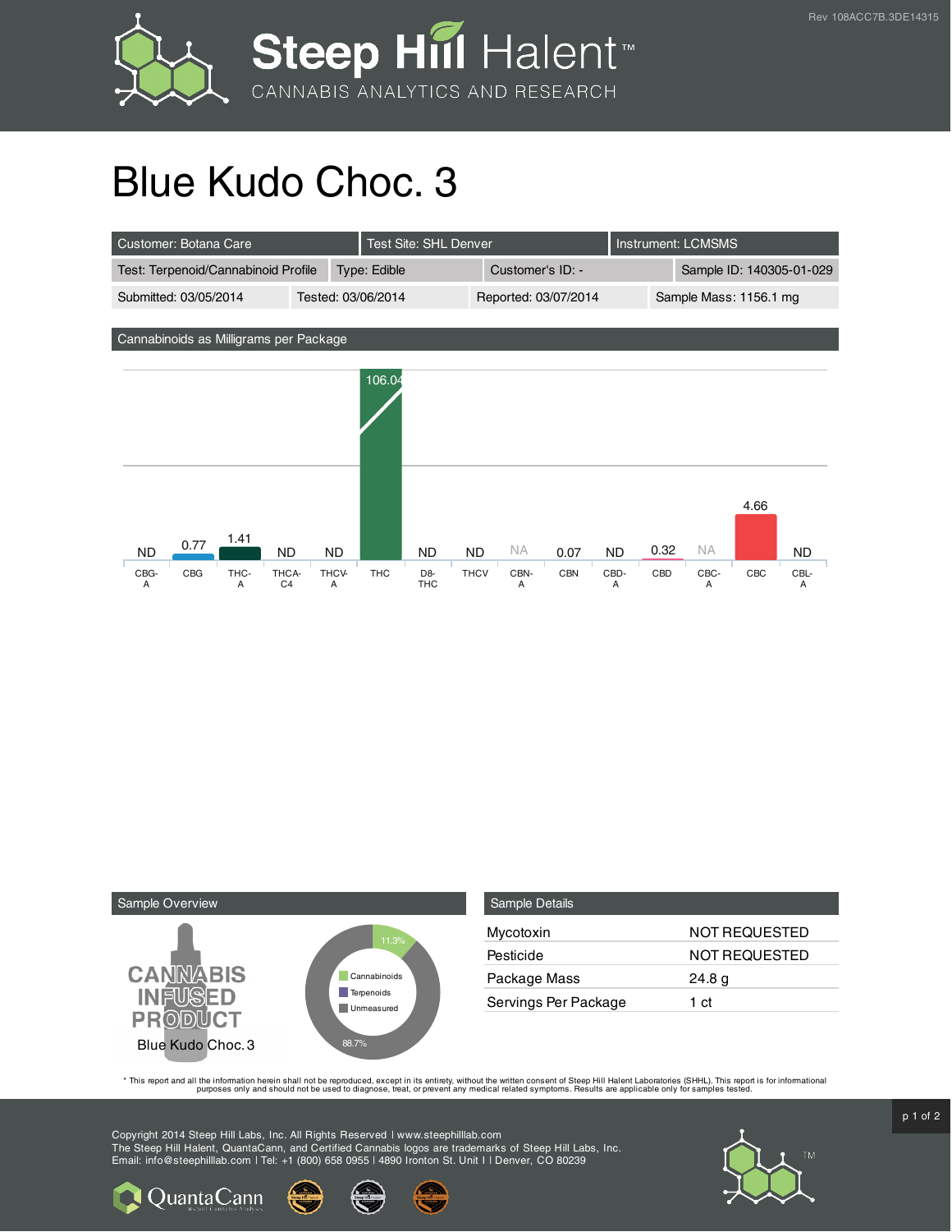Rev 108ACC7B.3DE14315

# Blue Kudo Choc. 3

| Customer: Botana Care | Test Site: SHL Denver | Instrument: LCMSMS | |
|---|---|---|---|
| Test: Terpenoid/Cannabinoid Profile | Type: Edible | Customer's ID: - | Sample ID: 140305-01-029 |
| Submitted: 03/05/2014 | Tested: 03/06/2014 | Reported: 03/07/2014 | Sample Mass: 1156.1 mg |

## Cannabinoids as Milligrams per Package

| CBG-A | CBG | THC-A | THCA-C4 | THCV-A | THC | D8-THC | THCV | CBN-A | CBN | CBD-A | CBD | CBC-A | CBC | CBL-A |
|---|---|---|---|---|---|---|---|---|---|---|---|---|---|---|
| ND | 0.77 | 1.41 | ND | ND | 106.04 | ND | ND | NA | 0.07 | ND | 0.32 | NA | 4.66 | ND |

## Sample Overview

CANNABIS INFUSED PRODUCT

Blue Kudo Choc. 3

- Cannabinoids: 11.3%
- Terpenoids
- Unmeasured: 88.7%

## Sample Details

| | |
|---|---|
| Mycotoxin | NOT REQUESTED |
| Pesticide | NOT REQUESTED |
| Package Mass | 24.8 g |
| Servings Per Package | 1 ct |

* This report and all the information herein shall not be reproduced, except in its entirety, without the written consent of Steep Hill Halent Laboratories (SHHL). This report is for informational purposes only and should not be used to diagnose, treat, or prevent any medical related symptoms. Results are applicable only for samples tested.

Copyright 2014 Steep Hill Labs, Inc. All Rights Reserved | www.steephilllab.com
The Steep Hill Halent, QuantaCann, and Certified Cannabis logos are trademarks of Steep Hill Labs, Inc.
Email: info@steephilllab.com | Tel: +1 (800) 658 0955 | 4890 Ironton St. Unit I | Denver, CO 80239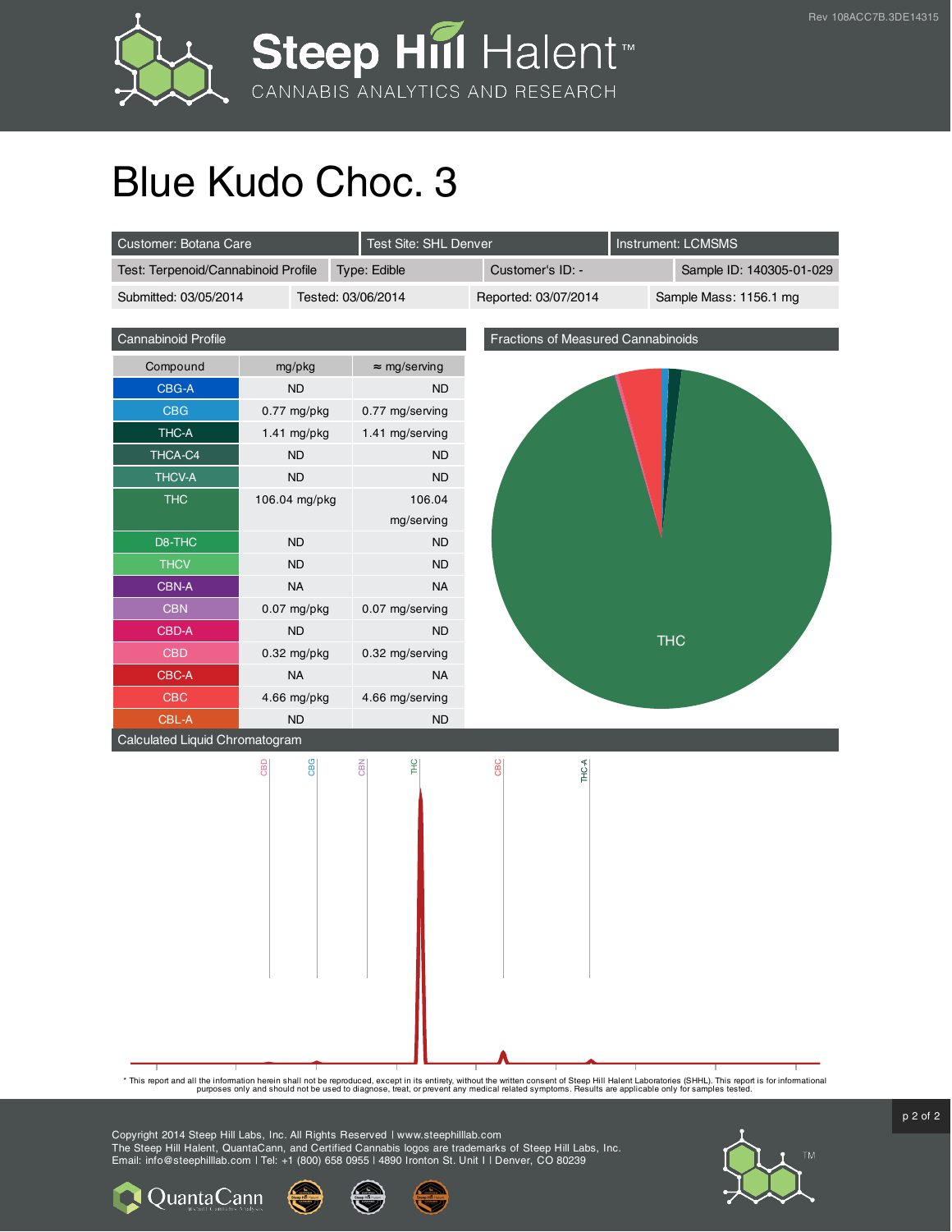Rev 108ACC7B.3DE14315

Steep Hill Halent™

CANNABIS ANALYTICS AND RESEARCH

# Blue Kudo Choc. 3

| | | | |
|---|---|---|---|
| Customer: Botana Care | Test Site: SHL Denver | Instrument: LCMSMS | |
| Test: Terpenoid/Cannabinoid Profile | Type: Edible | Customer's ID: - | Sample ID: 140305-01-029 |
| Submitted: 03/05/2014 | Tested: 03/06/2014 | Reported: 03/07/2014 | Sample Mass: 1156.1 mg |

## Cannabinoid Profile

| Compound | mg/pkg | ≈ mg/serving |
|---|---|---|
| CBG-A | ND | ND |
| CBG | 0.77 mg/pkg | 0.77 mg/serving |
| THC-A | 1.41 mg/pkg | 1.41 mg/serving |
| THCA-C4 | ND | ND |
| THCV-A | ND | ND |
| THC | 106.04 mg/pkg | 106.04 mg/serving |
| D8-THC | ND | ND |
| THCV | ND | ND |
| CBN-A | NA | NA |
| CBN | 0.07 mg/pkg | 0.07 mg/serving |
| CBD-A | ND | ND |
| CBD | 0.32 mg/pkg | 0.32 mg/serving |
| CBC-A | NA | NA |
| CBC | 4.66 mg/pkg | 4.66 mg/serving |
| CBL-A | ND | ND |

## Fractions of Measured Cannabinoids

THC

## Calculated Liquid Chromatogram

CBD
CBG
CBN
THC
CBC
THC-A

* This report and all the information herein shall not be reproduced, except in its entirety, without the written consent of Steep Hill Halent Laboratories (SHHL). This report is for informational purposes only and should not be used to diagnose, treat, or prevent any medical related symptoms. Results are applicable only for samples tested.

Copyright 2014 Steep Hill Labs, Inc. All Rights Reserved | www.steephilllab.com
The Steep Hill Halent, QuantaCann, and Certified Cannabis logos are trademarks of Steep Hill Labs, Inc.
Email: info@steephilllab.com | Tel: +1 (800) 658 0955 | 4890 Ironton St. Unit I | Denver, CO 80239

QuantaCann